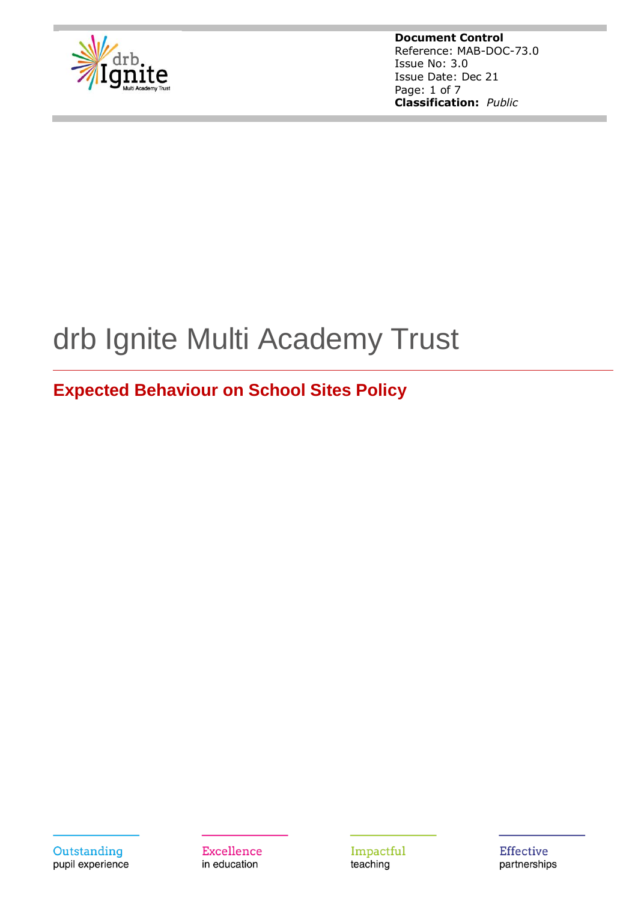**Document Control**
Reference: MAB-DOC-73.0
Issue No: 3.0
Issue Date: Dec 21
**Classification:** *Public*

# drb Ignite Multi Academy Trust

## Expected Behaviour on School Sites Policy

Outstanding
pupil experience

Excellence
in education

Impactful
teaching

Effective
partnerships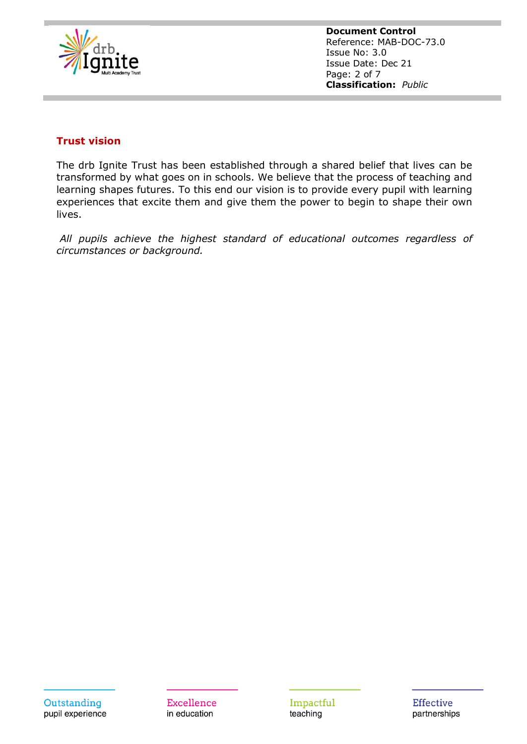## Trust vision

The drb Ignite Trust has been established through a shared belief that lives can be transformed by what goes on in schools. We believe that the process of teaching and learning shapes futures. To this end our vision is to provide every pupil with learning experiences that excite them and give them the power to begin to shape their own lives.

*All pupils achieve the highest standard of educational outcomes regardless of circumstances or background.*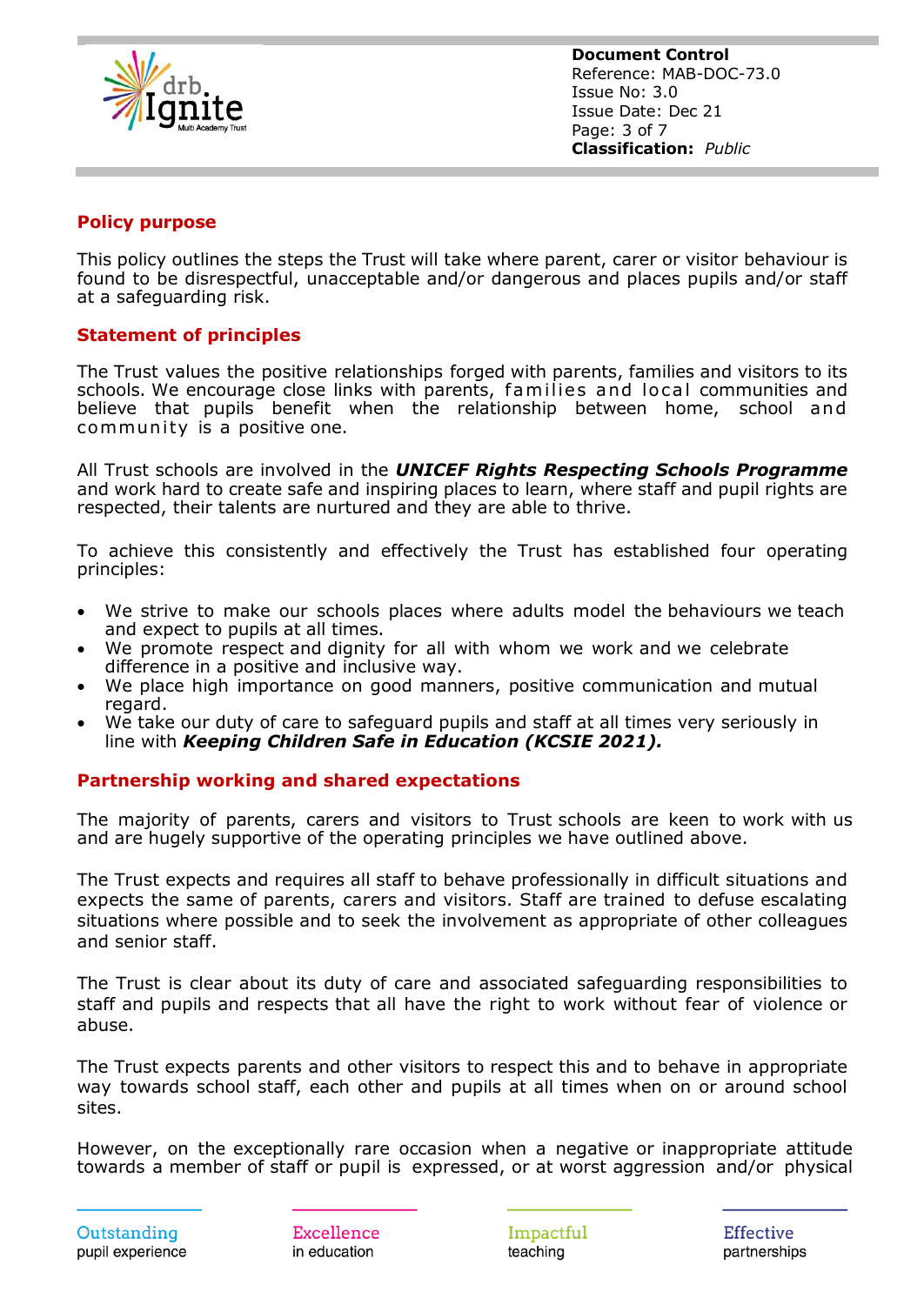## Policy purpose

This policy outlines the steps the Trust will take where parent, carer or visitor behaviour is found to be disrespectful, unacceptable and/or dangerous and places pupils and/or staff at a safeguarding risk.

## Statement of principles

The Trust values the positive relationships forged with parents, families and visitors to its schools. We encourage close links with parents, families and local communities and believe that pupils benefit when the relationship between home, school and community is a positive one.

All Trust schools are involved in the ***UNICEF Rights Respecting Schools Programme*** and work hard to create safe and inspiring places to learn, where staff and pupil rights are respected, their talents are nurtured and they are able to thrive.

To achieve this consistently and effectively the Trust has established four operating principles:

- We strive to make our schools places where adults model the behaviours we teach and expect to pupils at all times.
- We promote respect and dignity for all with whom we work and we celebrate difference in a positive and inclusive way.
- We place high importance on good manners, positive communication and mutual regard.
- We take our duty of care to safeguard pupils and staff at all times very seriously in line with ***Keeping Children Safe in Education (KCSIE 2021).***

## Partnership working and shared expectations

The majority of parents, carers and visitors to Trust schools are keen to work with us and are hugely supportive of the operating principles we have outlined above.

The Trust expects and requires all staff to behave professionally in difficult situations and expects the same of parents, carers and visitors. Staff are trained to defuse escalating situations where possible and to seek the involvement as appropriate of other colleagues and senior staff.

The Trust is clear about its duty of care and associated safeguarding responsibilities to staff and pupils and respects that all have the right to work without fear of violence or abuse.

The Trust expects parents and other visitors to respect this and to behave in appropriate way towards school staff, each other and pupils at all times when on or around school sites.

However, on the exceptionally rare occasion when a negative or inappropriate attitude towards a member of staff or pupil is expressed, or at worst aggression and/or physical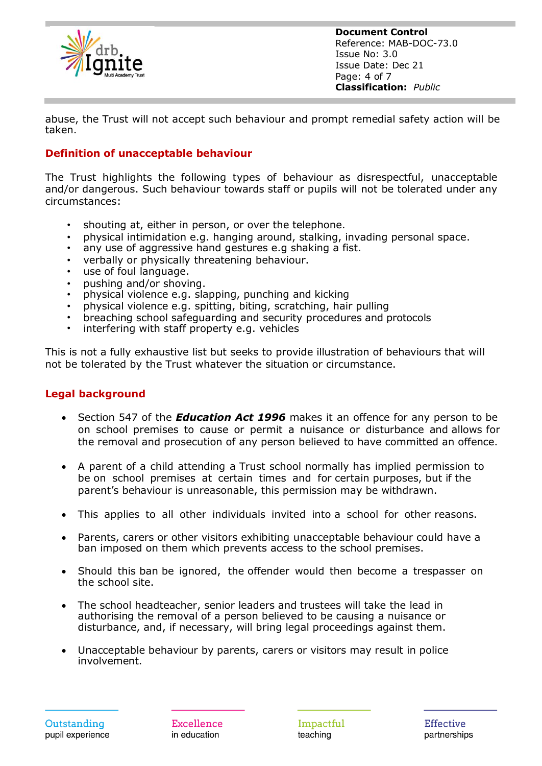abuse, the Trust will not accept such behaviour and prompt remedial safety action will be taken.

## Definition of unacceptable behaviour

The Trust highlights the following types of behaviour as disrespectful, unacceptable and/or dangerous. Such behaviour towards staff or pupils will not be tolerated under any circumstances:

- shouting at, either in person, or over the telephone.
- physical intimidation e.g. hanging around, stalking, invading personal space.
- any use of aggressive hand gestures e.g shaking a fist.
- verbally or physically threatening behaviour.
- use of foul language.
- pushing and/or shoving.
- physical violence e.g. slapping, punching and kicking
- physical violence e.g. spitting, biting, scratching, hair pulling
- breaching school safeguarding and security procedures and protocols
- interfering with staff property e.g. vehicles

This is not a fully exhaustive list but seeks to provide illustration of behaviours that will not be tolerated by the Trust whatever the situation or circumstance.

## Legal background

- Section 547 of the ***Education Act 1996*** makes it an offence for any person to be on school premises to cause or permit a nuisance or disturbance and allows for the removal and prosecution of any person believed to have committed an offence.

- A parent of a child attending a Trust school normally has implied permission to be on school premises at certain times and for certain purposes, but if the parent's behaviour is unreasonable, this permission may be withdrawn.

- This applies to all other individuals invited into a school for other reasons.

- Parents, carers or other visitors exhibiting unacceptable behaviour could have a ban imposed on them which prevents access to the school premises.

- Should this ban be ignored, the offender would then become a trespasser on the school site.

- The school headteacher, senior leaders and trustees will take the lead in authorising the removal of a person believed to be causing a nuisance or disturbance, and, if necessary, will bring legal proceedings against them.

- Unacceptable behaviour by parents, carers or visitors may result in police involvement.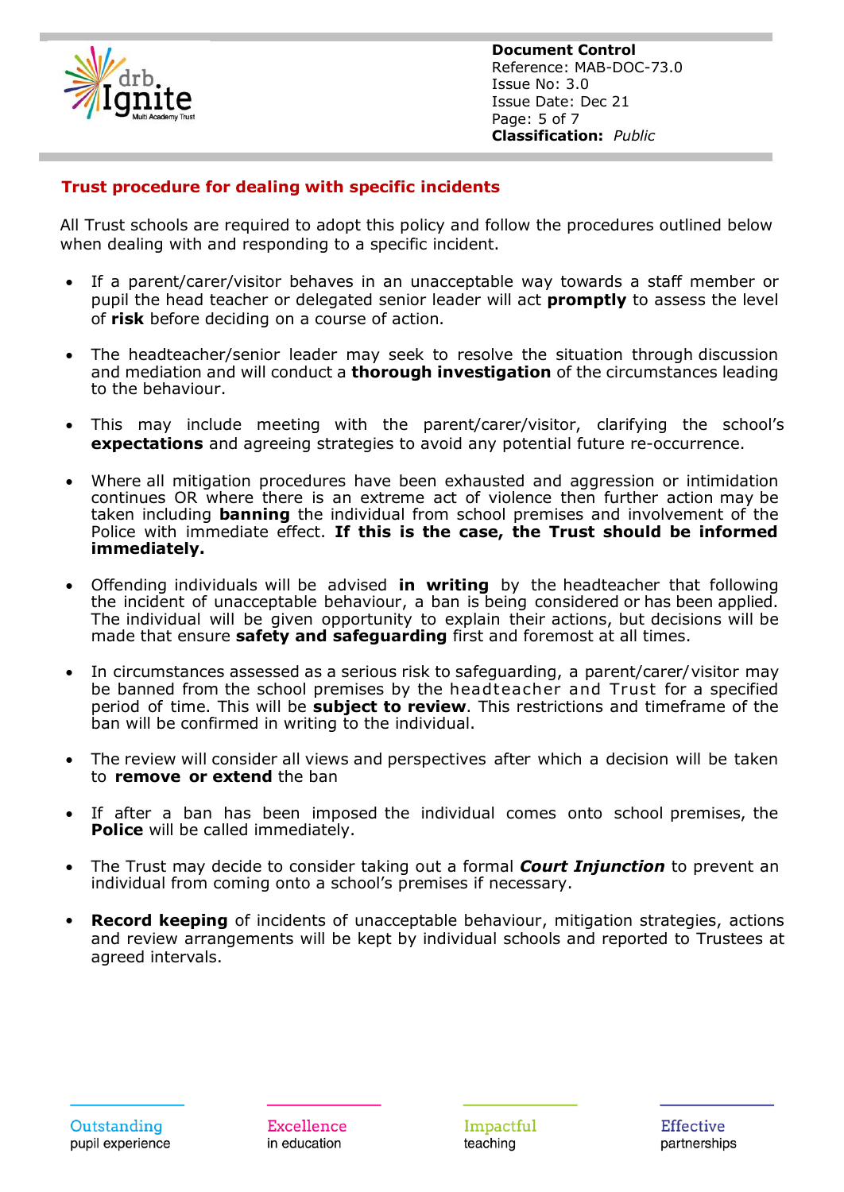## Trust procedure for dealing with specific incidents

All Trust schools are required to adopt this policy and follow the procedures outlined below when dealing with and responding to a specific incident.

- If a parent/carer/visitor behaves in an unacceptable way towards a staff member or pupil the head teacher or delegated senior leader will act **promptly** to assess the level of **risk** before deciding on a course of action.

- The headteacher/senior leader may seek to resolve the situation through discussion and mediation and will conduct a **thorough investigation** of the circumstances leading to the behaviour.

- This may include meeting with the parent/carer/visitor, clarifying the school's **expectations** and agreeing strategies to avoid any potential future re-occurrence.

- Where all mitigation procedures have been exhausted and aggression or intimidation continues OR where there is an extreme act of violence then further action may be taken including **banning** the individual from school premises and involvement of the Police with immediate effect. **If this is the case, the Trust should be informed immediately.**

- Offending individuals will be advised **in writing** by the headteacher that following the incident of unacceptable behaviour, a ban is being considered or has been applied. The individual will be given opportunity to explain their actions, but decisions will be made that ensure **safety and safeguarding** first and foremost at all times.

- In circumstances assessed as a serious risk to safeguarding, a parent/carer/visitor may be banned from the school premises by the headteacher and Trust for a specified period of time. This will be **subject to review**. This restrictions and timeframe of the ban will be confirmed in writing to the individual.

- The review will consider all views and perspectives after which a decision will be taken to **remove or extend** the ban

- If after a ban has been imposed the individual comes onto school premises, the **Police** will be called immediately.

- The Trust may decide to consider taking out a formal ***Court Injunction*** to prevent an individual from coming onto a school's premises if necessary.

- **Record keeping** of incidents of unacceptable behaviour, mitigation strategies, actions and review arrangements will be kept by individual schools and reported to Trustees at agreed intervals.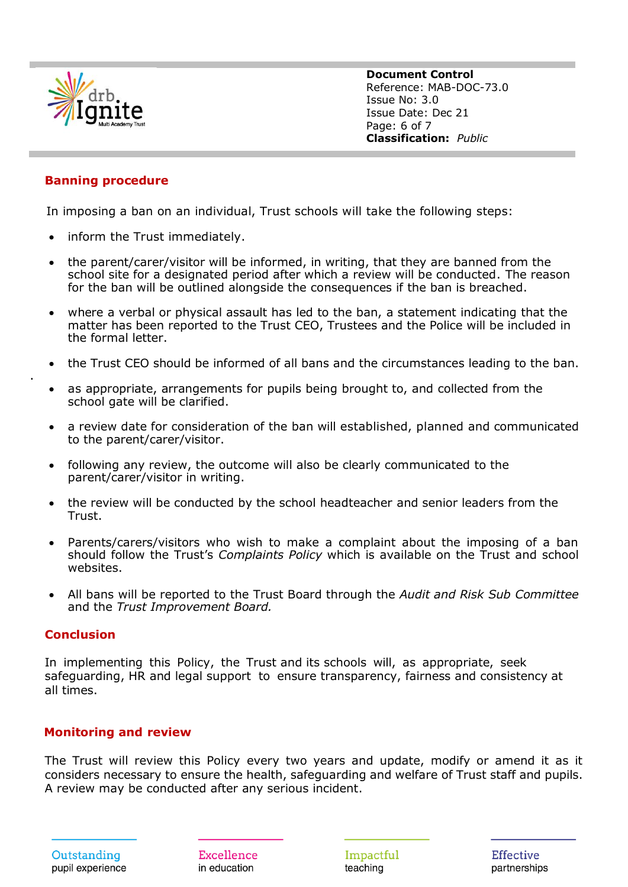## Banning procedure

In imposing a ban on an individual, Trust schools will take the following steps:

- inform the Trust immediately.
- the parent/carer/visitor will be informed, in writing, that they are banned from the school site for a designated period after which a review will be conducted. The reason for the ban will be outlined alongside the consequences if the ban is breached.
- where a verbal or physical assault has led to the ban, a statement indicating that the matter has been reported to the Trust CEO, Trustees and the Police will be included in the formal letter.
- the Trust CEO should be informed of all bans and the circumstances leading to the ban.
- as appropriate, arrangements for pupils being brought to, and collected from the school gate will be clarified.
- a review date for consideration of the ban will established, planned and communicated to the parent/carer/visitor.
- following any review, the outcome will also be clearly communicated to the parent/carer/visitor in writing.
- the review will be conducted by the school headteacher and senior leaders from the Trust.
- Parents/carers/visitors who wish to make a complaint about the imposing of a ban should follow the Trust's *Complaints Policy* which is available on the Trust and school websites.
- All bans will be reported to the Trust Board through the *Audit and Risk Sub Committee* and the *Trust Improvement Board.*

## Conclusion

In implementing this Policy, the Trust and its schools will, as appropriate, seek safeguarding, HR and legal support to ensure transparency, fairness and consistency at all times.

## Monitoring and review

The Trust will review this Policy every two years and update, modify or amend it as it considers necessary to ensure the health, safeguarding and welfare of Trust staff and pupils. A review may be conducted after any serious incident.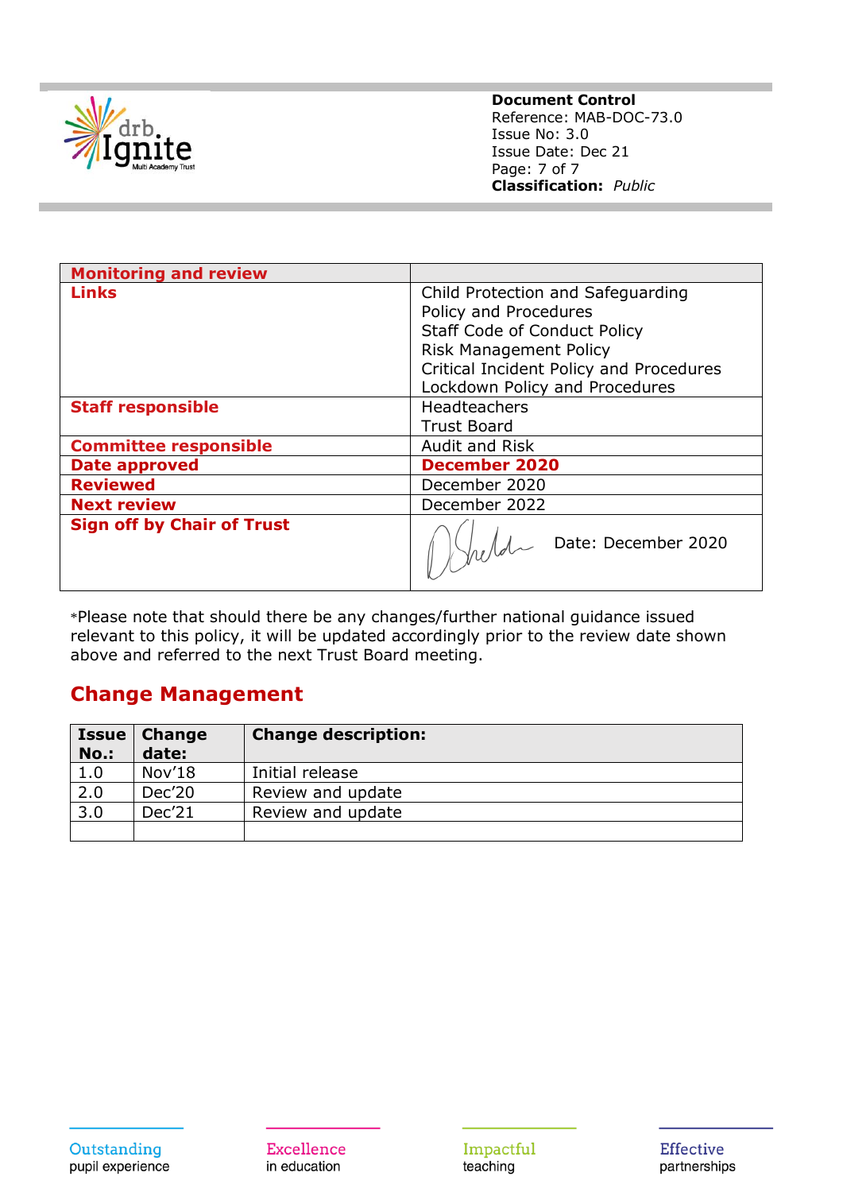| Monitoring and review | |
|---|---|
| **Links** | Child Protection and Safeguarding Policy and Procedures<br>Staff Code of Conduct Policy<br>Risk Management Policy<br>Critical Incident Policy and Procedures<br>Lockdown Policy and Procedures |
| **Staff responsible** | Headteachers<br>Trust Board |
| **Committee responsible** | Audit and Risk |
| **Date approved** | **December 2020** |
| **Reviewed** | December 2020 |
| **Next review** | December 2022 |
| **Sign off by Chair of Trust** | Date: December 2020 |

*Please note that should there be any changes/further national guidance issued relevant to this policy, it will be updated accordingly prior to the review date shown above and referred to the next Trust Board meeting.

## Change Management

| Issue No.: | Change date: | Change description: |
|---|---|---|
| 1.0 | Nov'18 | Initial release |
| 2.0 | Dec'20 | Review and update |
| 3.0 | Dec'21 | Review and update |
| | | |